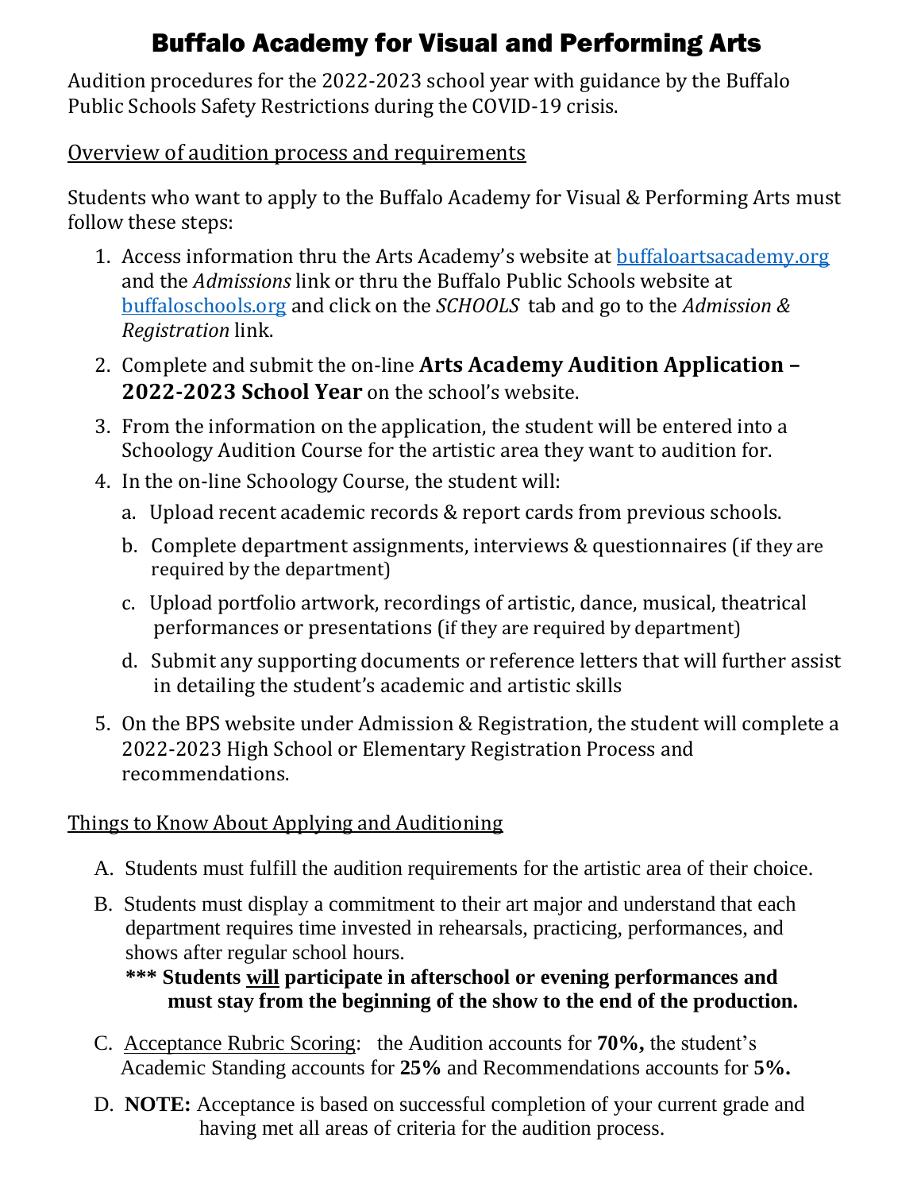# Buffalo Academy for Visual and Performing Arts

Audition procedures for the 2022-2023 school year with guidance by the Buffalo Public Schools Safety Restrictions during the COVID-19 crisis.

## Overview of audition process and requirements

Students who want to apply to the Buffalo Academy for Visual & Performing Arts must follow these steps:

1. Access information thru the Arts Academy's website at buffaloartsacademy.org and the *Admissions* link or thru the Buffalo Public Schools website at buffaloschools.org and click on the *SCHOOLS* tab and go to the *Admission & Registration* link.
2. Complete and submit the on-line **Arts Academy Audition Application – 2022-2023 School Year** on the school's website.
3. From the information on the application, the student will be entered into a Schoology Audition Course for the artistic area they want to audition for.
4. In the on-line Schoology Course, the student will:
   a. Upload recent academic records & report cards from previous schools.
   b. Complete department assignments, interviews & questionnaires (if they are required by the department)
   c. Upload portfolio artwork, recordings of artistic, dance, musical, theatrical performances or presentations (if they are required by department)
   d. Submit any supporting documents or reference letters that will further assist in detailing the student's academic and artistic skills
5. On the BPS website under Admission & Registration, the student will complete a 2022-2023 High School or Elementary Registration Process and recommendations.

## Things to Know About Applying and Auditioning

A. Students must fulfill the audition requirements for the artistic area of their choice.

B. Students must display a commitment to their art major and understand that each department requires time invested in rehearsals, practicing, performances, and shows after regular school hours.
**\*\*\* Students will participate in afterschool or evening performances and must stay from the beginning of the show to the end of the production.**

C. Acceptance Rubric Scoring: the Audition accounts for **70%,** the student's Academic Standing accounts for **25%** and Recommendations accounts for **5%.**

D. **NOTE:** Acceptance is based on successful completion of your current grade and having met all areas of criteria for the audition process.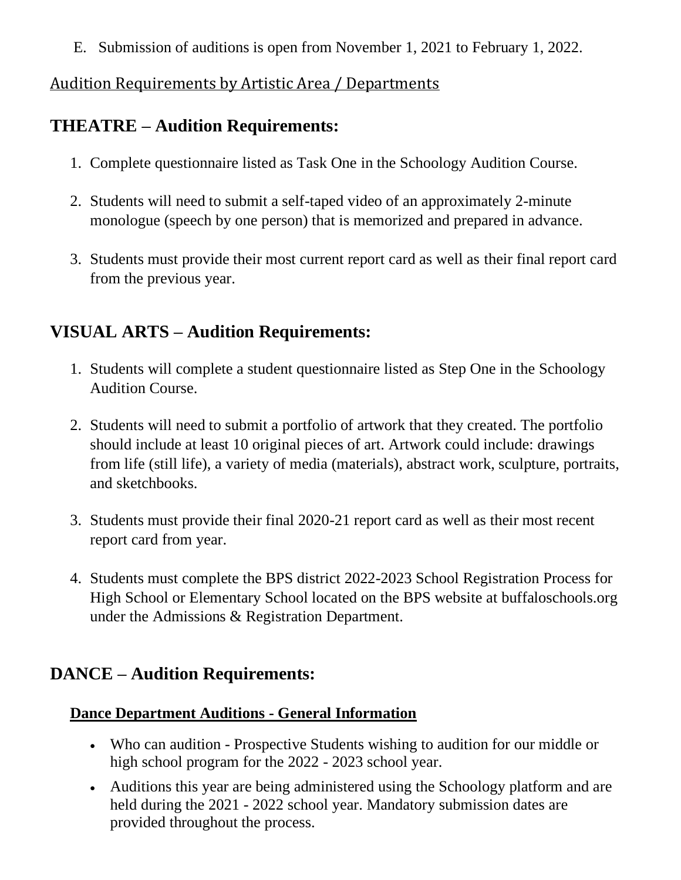E. Submission of auditions is open from November 1, 2021 to February 1, 2022.

## Audition Requirements by Artistic Area / Departments

## THEATRE – Audition Requirements:

1. Complete questionnaire listed as Task One in the Schoology Audition Course.

2. Students will need to submit a self-taped video of an approximately 2-minute monologue (speech by one person) that is memorized and prepared in advance.

3. Students must provide their most current report card as well as their final report card from the previous year.

## VISUAL ARTS – Audition Requirements:

1. Students will complete a student questionnaire listed as Step One in the Schoology Audition Course.

2. Students will need to submit a portfolio of artwork that they created. The portfolio should include at least 10 original pieces of art. Artwork could include: drawings from life (still life), a variety of media (materials), abstract work, sculpture, portraits, and sketchbooks.

3. Students must provide their final 2020-21 report card as well as their most recent report card from year.

4. Students must complete the BPS district 2022-2023 School Registration Process for High School or Elementary School located on the BPS website at buffaloschools.org under the Admissions & Registration Department.

## DANCE – Audition Requirements:

### Dance Department Auditions - General Information

- Who can audition - Prospective Students wishing to audition for our middle or high school program for the 2022 - 2023 school year.
- Auditions this year are being administered using the Schoology platform and are held during the 2021 - 2022 school year. Mandatory submission dates are provided throughout the process.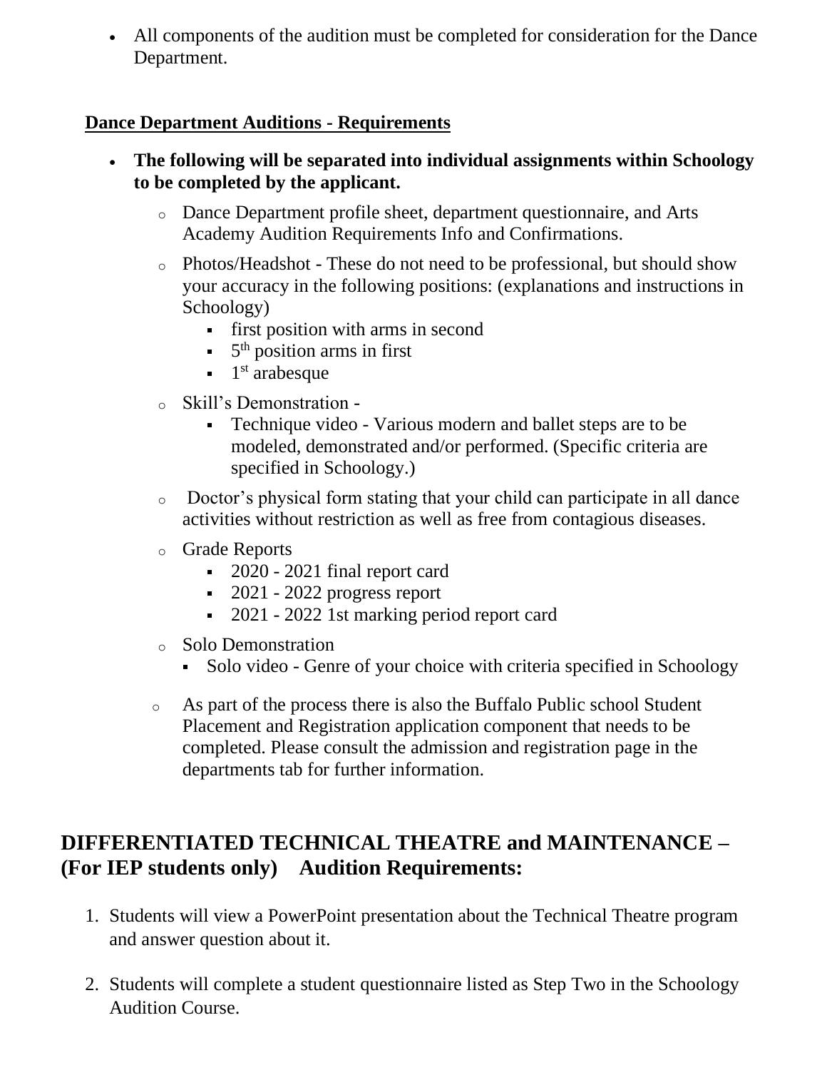- All components of the audition must be completed for consideration for the Dance Department.

**Dance Department Auditions - Requirements**

- **The following will be separated into individual assignments within Schoology to be completed by the applicant.**
  - Dance Department profile sheet, department questionnaire, and Arts Academy Audition Requirements Info and Confirmations.
  - Photos/Headshot - These do not need to be professional, but should show your accuracy in the following positions: (explanations and instructions in Schoology)
    - first position with arms in second
    - 5th position arms in first
    - 1st arabesque
  - Skill's Demonstration -
    - Technique video - Various modern and ballet steps are to be modeled, demonstrated and/or performed. (Specific criteria are specified in Schoology.)
  - Doctor's physical form stating that your child can participate in all dance activities without restriction as well as free from contagious diseases.
  - Grade Reports
    - 2020 - 2021 final report card
    - 2021 - 2022 progress report
    - 2021 - 2022 1st marking period report card
  - Solo Demonstration
    - Solo video - Genre of your choice with criteria specified in Schoology
  - As part of the process there is also the Buffalo Public school Student Placement and Registration application component that needs to be completed. Please consult the admission and registration page in the departments tab for further information.

## DIFFERENTIATED TECHNICAL THEATRE and MAINTENANCE – (For IEP students only) Audition Requirements:

1. Students will view a PowerPoint presentation about the Technical Theatre program and answer question about it.
2. Students will complete a student questionnaire listed as Step Two in the Schoology Audition Course.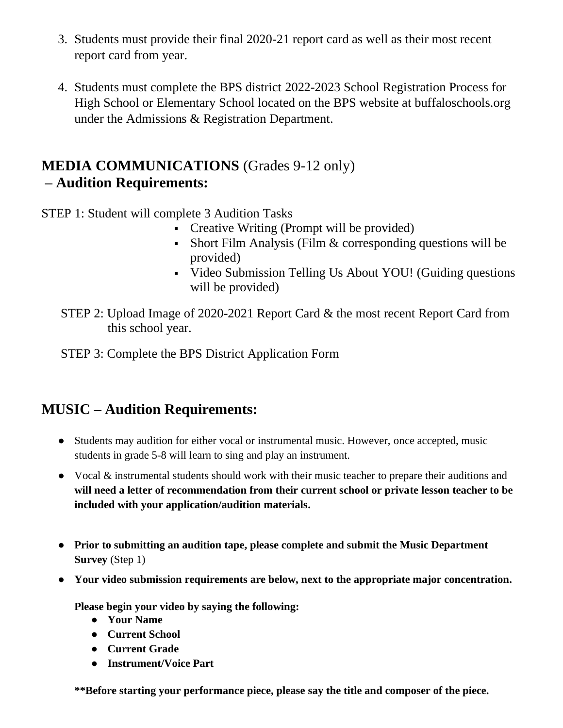3. Students must provide their final 2020-21 report card as well as their most recent report card from year.

4. Students must complete the BPS district 2022-2023 School Registration Process for High School or Elementary School located on the BPS website at buffaloschools.org under the Admissions & Registration Department.

## MEDIA COMMUNICATIONS (Grades 9-12 only) – Audition Requirements:

STEP 1: Student will complete 3 Audition Tasks

- Creative Writing (Prompt will be provided)
- Short Film Analysis (Film & corresponding questions will be provided)
- Video Submission Telling Us About YOU! (Guiding questions will be provided)

STEP 2: Upload Image of 2020-2021 Report Card & the most recent Report Card from this school year.

STEP 3: Complete the BPS District Application Form

## MUSIC – Audition Requirements:

- Students may audition for either vocal or instrumental music. However, once accepted, music students in grade 5-8 will learn to sing and play an instrument.
- Vocal & instrumental students should work with their music teacher to prepare their auditions and **will need a letter of recommendation from their current school or private lesson teacher to be included with your application/audition materials.**
- **Prior to submitting an audition tape, please complete and submit the Music Department Survey** (Step 1)
- **Your video submission requirements are below, next to the appropriate major concentration.**

  **Please begin your video by saying the following:**
  - **Your Name**
  - **Current School**
  - **Current Grade**
  - **Instrument/Voice Part**

  **\*\*Before starting your performance piece, please say the title and composer of the piece.**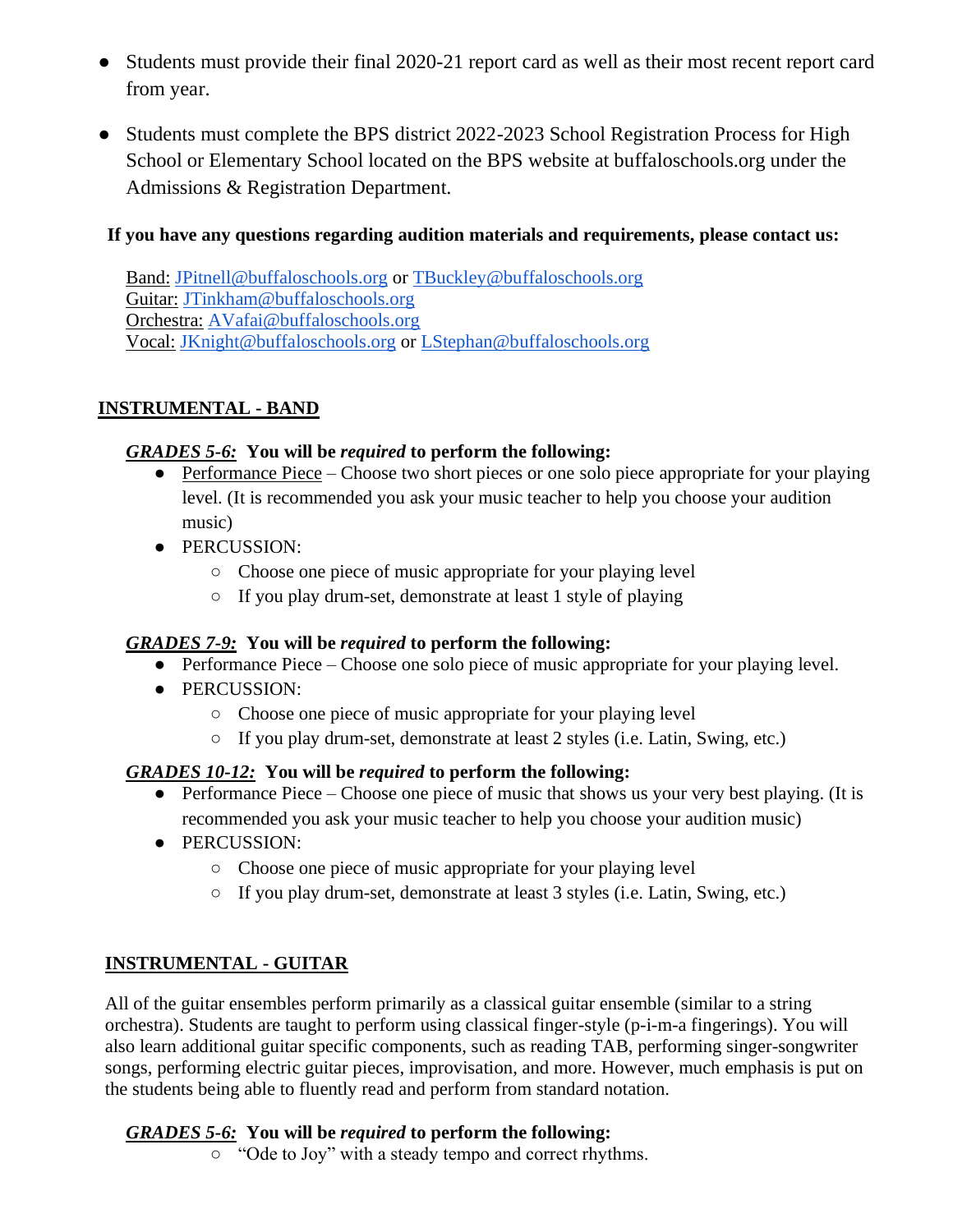- Students must provide their final 2020-21 report card as well as their most recent report card from year.
- Students must complete the BPS district 2022-2023 School Registration Process for High School or Elementary School located on the BPS website at buffaloschools.org under the Admissions & Registration Department.

**If you have any questions regarding audition materials and requirements, please contact us:**

Band: JPitnell@buffaloschools.org or TBuckley@buffaloschools.org
Guitar: JTinkham@buffaloschools.org
Orchestra: AVafai@buffaloschools.org
Vocal: JKnight@buffaloschools.org or LStephan@buffaloschools.org

## INSTRUMENTAL - BAND

***GRADES 5-6:*** **You will be *required* to perform the following:**

- Performance Piece – Choose two short pieces or one solo piece appropriate for your playing level. (It is recommended you ask your music teacher to help you choose your audition music)
- PERCUSSION:
  - Choose one piece of music appropriate for your playing level
  - If you play drum-set, demonstrate at least 1 style of playing

***GRADES 7-9:*** **You will be *required* to perform the following:**

- Performance Piece – Choose one solo piece of music appropriate for your playing level.
- PERCUSSION:
  - Choose one piece of music appropriate for your playing level
  - If you play drum-set, demonstrate at least 2 styles (i.e. Latin, Swing, etc.)

***GRADES 10-12:*** **You will be *required* to perform the following:**

- Performance Piece – Choose one piece of music that shows us your very best playing. (It is recommended you ask your music teacher to help you choose your audition music)
- PERCUSSION:
  - Choose one piece of music appropriate for your playing level
  - If you play drum-set, demonstrate at least 3 styles (i.e. Latin, Swing, etc.)

## INSTRUMENTAL - GUITAR

All of the guitar ensembles perform primarily as a classical guitar ensemble (similar to a string orchestra). Students are taught to perform using classical finger-style (p-i-m-a fingerings). You will also learn additional guitar specific components, such as reading TAB, performing singer-songwriter songs, performing electric guitar pieces, improvisation, and more. However, much emphasis is put on the students being able to fluently read and perform from standard notation.

***GRADES 5-6:*** **You will be *required* to perform the following:**

- "Ode to Joy" with a steady tempo and correct rhythms.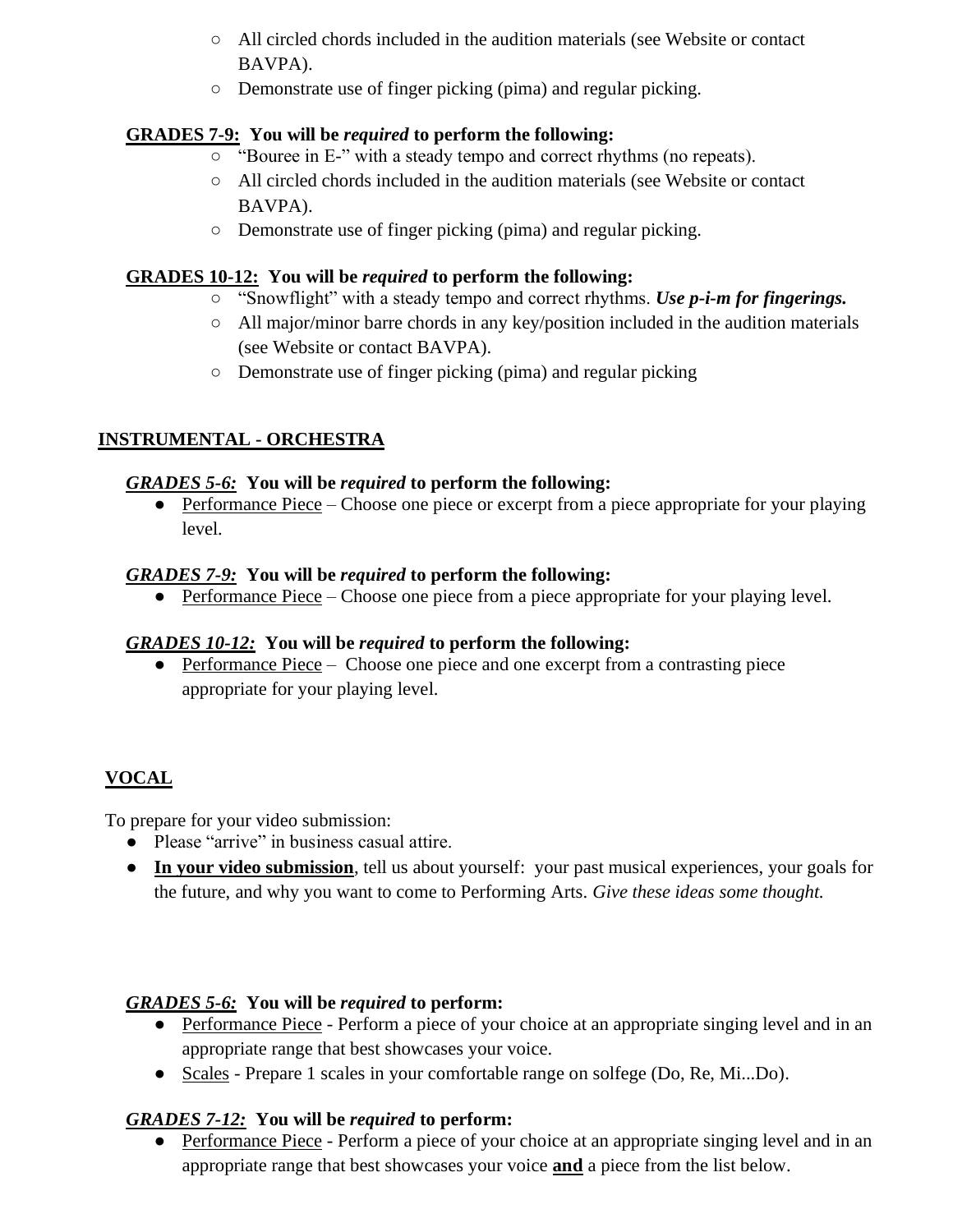- All circled chords included in the audition materials (see Website or contact BAVPA).
- Demonstrate use of finger picking (pima) and regular picking.

**<u>GRADES 7-9:</u> You will be *required* to perform the following:**

- "Bouree in E-" with a steady tempo and correct rhythms (no repeats).
- All circled chords included in the audition materials (see Website or contact BAVPA).
- Demonstrate use of finger picking (pima) and regular picking.

**<u>GRADES 10-12:</u> You will be *required* to perform the following:**

- "Snowflight" with a steady tempo and correct rhythms. ***Use p-i-m for fingerings.***
- All major/minor barre chords in any key/position included in the audition materials (see Website or contact BAVPA).
- Demonstrate use of finger picking (pima) and regular picking

## <u>INSTRUMENTAL - ORCHESTRA</u>

***<u>GRADES 5-6:</u>*** **You will be *required* to perform the following:**

- <u>Performance Piece</u> – Choose one piece or excerpt from a piece appropriate for your playing level.

***<u>GRADES 7-9:</u>*** **You will be *required* to perform the following:**

- <u>Performance Piece</u> – Choose one piece from a piece appropriate for your playing level.

***<u>GRADES 10-12:</u>*** **You will be *required* to perform the following:**

- <u>Performance Piece</u> – Choose one piece and one excerpt from a contrasting piece appropriate for your playing level.

## <u>VOCAL</u>

To prepare for your video submission:

- Please "arrive" in business casual attire.
- **<u>In your video submission</u>**, tell us about yourself: your past musical experiences, your goals for the future, and why you want to come to Performing Arts. *Give these ideas some thought.*

***<u>GRADES 5-6:</u>*** **You will be *required* to perform:**

- <u>Performance Piece</u> - Perform a piece of your choice at an appropriate singing level and in an appropriate range that best showcases your voice.
- <u>Scales</u> - Prepare 1 scales in your comfortable range on solfege (Do, Re, Mi...Do).

***<u>GRADES 7-12:</u>*** **You will be *required* to perform:**

- <u>Performance Piece</u> - Perform a piece of your choice at an appropriate singing level and in an appropriate range that best showcases your voice **<u>and</u>** a piece from the list below.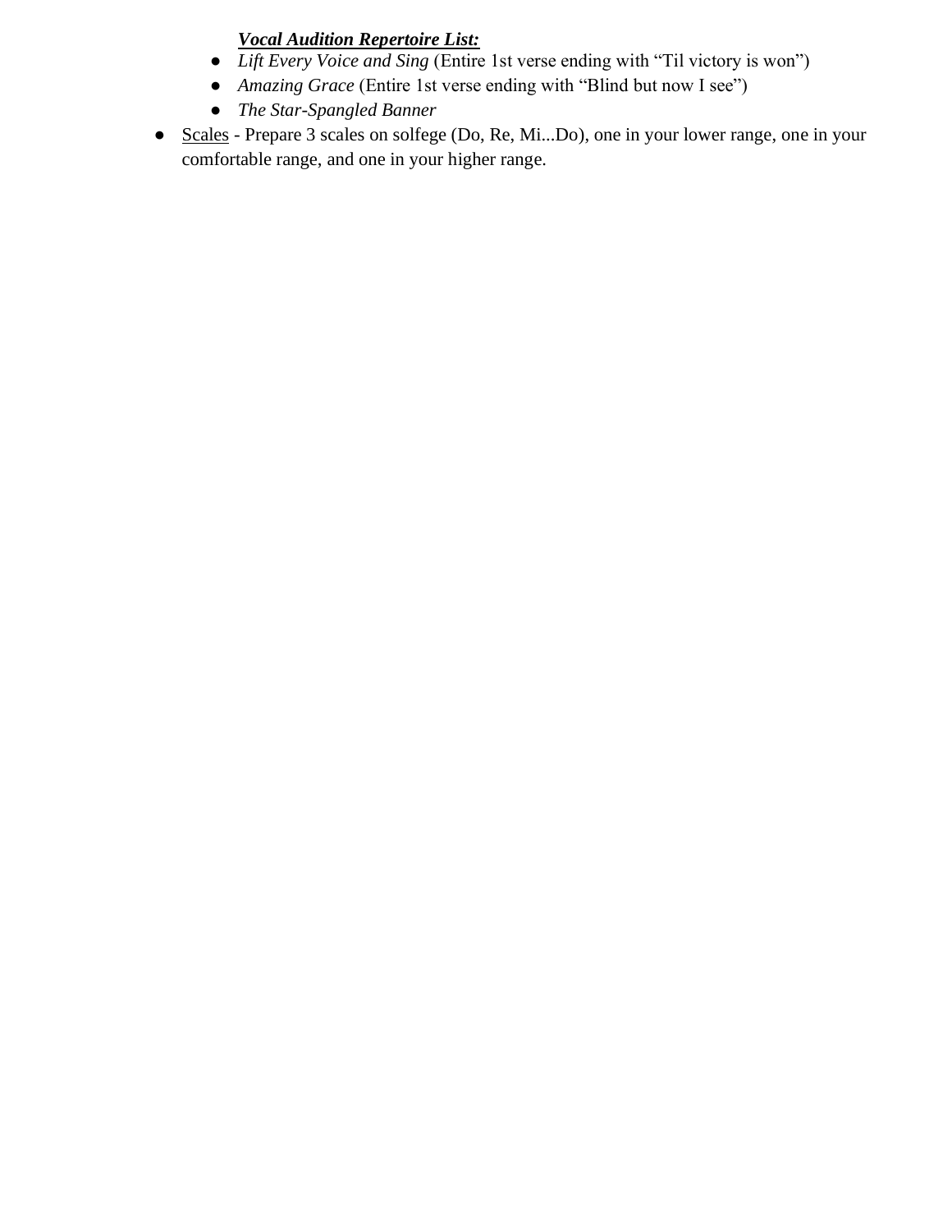***<u>Vocal Audition Repertoire List:</u>***

- *Lift Every Voice and Sing* (Entire 1st verse ending with "Til victory is won")
- *Amazing Grace* (Entire 1st verse ending with "Blind but now I see")
- *The Star-Spangled Banner*

- <u>Scales</u> - Prepare 3 scales on solfege (Do, Re, Mi...Do), one in your lower range, one in your comfortable range, and one in your higher range.